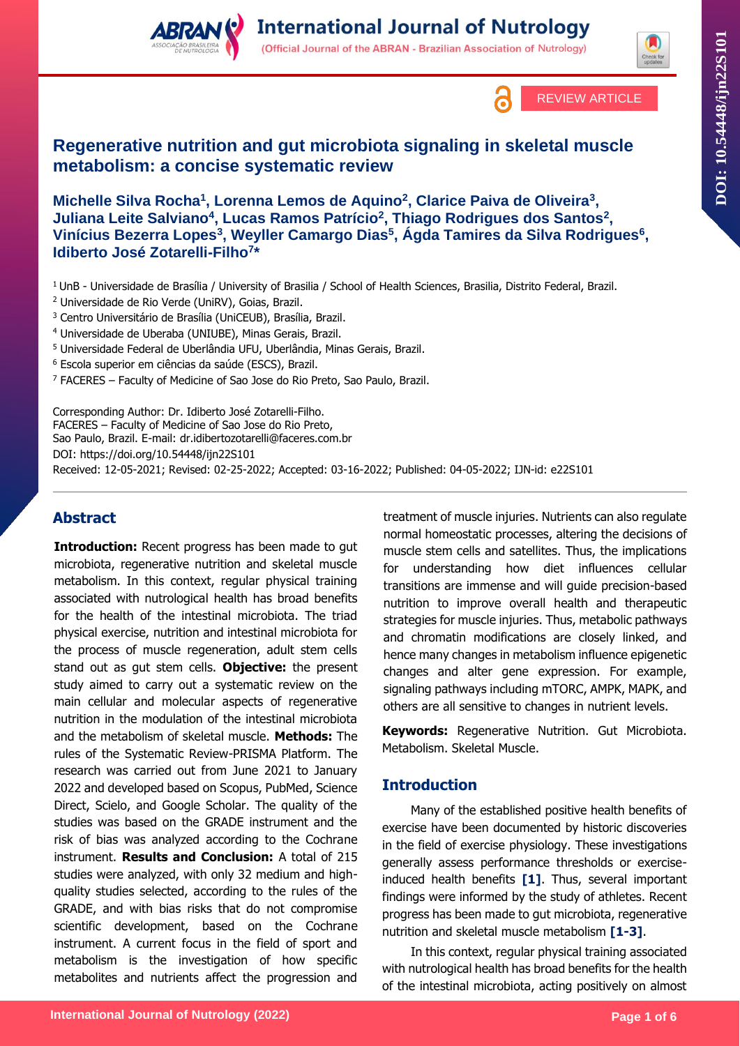REVIEW ARTICLE

# Regenerative nutrition and gut microbiota signaling in skeletal muscle metabolism: a concise systematic review

**Michelle Silva Rocha[1], Lorenna Lemos de Aquino[2], Clarice Paiva de Oliveira[3], Juliana Leite Salviano[4], Lucas Ramos Patrício[2], Thiago Rodrigues dos Santos[2], Vinícius Bezerra Lopes[3], Weyller Camargo Dias[5], Ágda Tamires da Silva Rodrigues[6], Idiberto José Zotarelli-Filho[7]\***

[1] UnB - Universidade de Brasília / University of Brasilia / School of Health Sciences, Brasilia, Distrito Federal, Brazil.
[2] Universidade de Rio Verde (UniRV), Goias, Brazil.
[3] Centro Universitário de Brasília (UniCEUB), Brasília, Brazil.
[4] Universidade de Uberaba (UNIUBE), Minas Gerais, Brazil.
[5] Universidade Federal de Uberlândia UFU, Uberlândia, Minas Gerais, Brazil.
[6] Escola superior em ciências da saúde (ESCS), Brazil.
[7] FACERES – Faculty of Medicine of Sao Jose do Rio Preto, Sao Paulo, Brazil.

Corresponding Author: Dr. Idiberto José Zotarelli-Filho.
FACERES – Faculty of Medicine of Sao Jose do Rio Preto,
Sao Paulo, Brazil. E-mail: dr.idibertozotarelli@faceres.com.br
DOI: https://doi.org/10.54448/ijn22S101
Received: 12-05-2021; Revised: 02-25-2022; Accepted: 03-16-2022; Published: 04-05-2022; IJN-id: e22S101

## Abstract

**Introduction:** Recent progress has been made to gut microbiota, regenerative nutrition and skeletal muscle metabolism. In this context, regular physical training associated with nutrological health has broad benefits for the health of the intestinal microbiota. The triad physical exercise, nutrition and intestinal microbiota for the process of muscle regeneration, adult stem cells stand out as gut stem cells. **Objective:** the present study aimed to carry out a systematic review on the main cellular and molecular aspects of regenerative nutrition in the modulation of the intestinal microbiota and the metabolism of skeletal muscle. **Methods:** The rules of the Systematic Review-PRISMA Platform. The research was carried out from June 2021 to January 2022 and developed based on Scopus, PubMed, Science Direct, Scielo, and Google Scholar. The quality of the studies was based on the GRADE instrument and the risk of bias was analyzed according to the Cochrane instrument. **Results and Conclusion:** A total of 215 studies were analyzed, with only 32 medium and high-quality studies selected, according to the rules of the GRADE, and with bias risks that do not compromise scientific development, based on the Cochrane instrument. A current focus in the field of sport and metabolism is the investigation of how specific metabolites and nutrients affect the progression and treatment of muscle injuries. Nutrients can also regulate normal homeostatic processes, altering the decisions of muscle stem cells and satellites. Thus, the implications for understanding how diet influences cellular transitions are immense and will guide precision-based nutrition to improve overall health and therapeutic strategies for muscle injuries. Thus, metabolic pathways and chromatin modifications are closely linked, and hence many changes in metabolism influence epigenetic changes and alter gene expression. For example, signaling pathways including mTORC, AMPK, MAPK, and others are all sensitive to changes in nutrient levels.

**Keywords:** Regenerative Nutrition. Gut Microbiota. Metabolism. Skeletal Muscle.

## Introduction

Many of the established positive health benefits of exercise have been documented by historic discoveries in the field of exercise physiology. These investigations generally assess performance thresholds or exercise-induced health benefits **[1]**. Thus, several important findings were informed by the study of athletes. Recent progress has been made to gut microbiota, regenerative nutrition and skeletal muscle metabolism **[1-3]**.

In this context, regular physical training associated with nutrological health has broad benefits for the health of the intestinal microbiota, acting positively on almost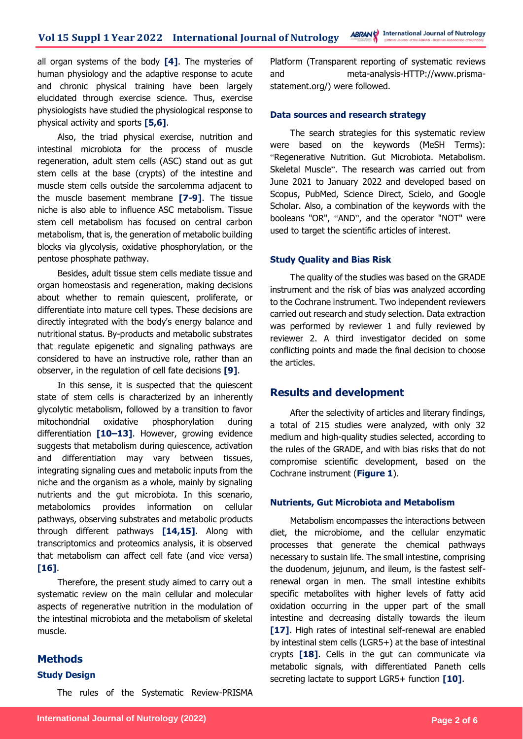all organ systems of the body **[4]**. The mysteries of human physiology and the adaptive response to acute and chronic physical training have been largely elucidated through exercise science. Thus, exercise physiologists have studied the physiological response to physical activity and sports **[5,6]**.

Also, the triad physical exercise, nutrition and intestinal microbiota for the process of muscle regeneration, adult stem cells (ASC) stand out as gut stem cells at the base (crypts) of the intestine and muscle stem cells outside the sarcolemma adjacent to the muscle basement membrane **[7-9]**. The tissue niche is also able to influence ASC metabolism. Tissue stem cell metabolism has focused on central carbon metabolism, that is, the generation of metabolic building blocks via glycolysis, oxidative phosphorylation, or the pentose phosphate pathway.

Besides, adult tissue stem cells mediate tissue and organ homeostasis and regeneration, making decisions about whether to remain quiescent, proliferate, or differentiate into mature cell types. These decisions are directly integrated with the body's energy balance and nutritional status. By-products and metabolic substrates that regulate epigenetic and signaling pathways are considered to have an instructive role, rather than an observer, in the regulation of cell fate decisions **[9]**.

In this sense, it is suspected that the quiescent state of stem cells is characterized by an inherently glycolytic metabolism, followed by a transition to favor mitochondrial oxidative phosphorylation during differentiation **[10–13]**. However, growing evidence suggests that metabolism during quiescence, activation and differentiation may vary between tissues, integrating signaling cues and metabolic inputs from the niche and the organism as a whole, mainly by signaling nutrients and the gut microbiota. In this scenario, metabolomics provides information on cellular pathways, observing substrates and metabolic products through different pathways **[14,15]**. Along with transcriptomics and proteomics analysis, it is observed that metabolism can affect cell fate (and vice versa) **[16]**.

Therefore, the present study aimed to carry out a systematic review on the main cellular and molecular aspects of regenerative nutrition in the modulation of the intestinal microbiota and the metabolism of skeletal muscle.

## Methods

### Study Design

The rules of the Systematic Review-PRISMA Platform (Transparent reporting of systematic reviews and meta-analysis-HTTP://www.prisma-statement.org/) were followed.

### Data sources and research strategy

The search strategies for this systematic review were based on the keywords (MeSH Terms): "Regenerative Nutrition. Gut Microbiota. Metabolism. Skeletal Muscle". The research was carried out from June 2021 to January 2022 and developed based on Scopus, PubMed, Science Direct, Scielo, and Google Scholar. Also, a combination of the keywords with the booleans "OR", "AND", and the operator "NOT" were used to target the scientific articles of interest.

### Study Quality and Bias Risk

The quality of the studies was based on the GRADE instrument and the risk of bias was analyzed according to the Cochrane instrument. Two independent reviewers carried out research and study selection. Data extraction was performed by reviewer 1 and fully reviewed by reviewer 2. A third investigator decided on some conflicting points and made the final decision to choose the articles.

## Results and development

After the selectivity of articles and literary findings, a total of 215 studies were analyzed, with only 32 medium and high-quality studies selected, according to the rules of the GRADE, and with bias risks that do not compromise scientific development, based on the Cochrane instrument (**Figure 1**).

### Nutrients, Gut Microbiota and Metabolism

Metabolism encompasses the interactions between diet, the microbiome, and the cellular enzymatic processes that generate the chemical pathways necessary to sustain life. The small intestine, comprising the duodenum, jejunum, and ileum, is the fastest self-renewal organ in men. The small intestine exhibits specific metabolites with higher levels of fatty acid oxidation occurring in the upper part of the small intestine and decreasing distally towards the ileum **[17]**. High rates of intestinal self-renewal are enabled by intestinal stem cells (LGR5+) at the base of intestinal crypts **[18]**. Cells in the gut can communicate via metabolic signals, with differentiated Paneth cells secreting lactate to support LGR5+ function **[10]**.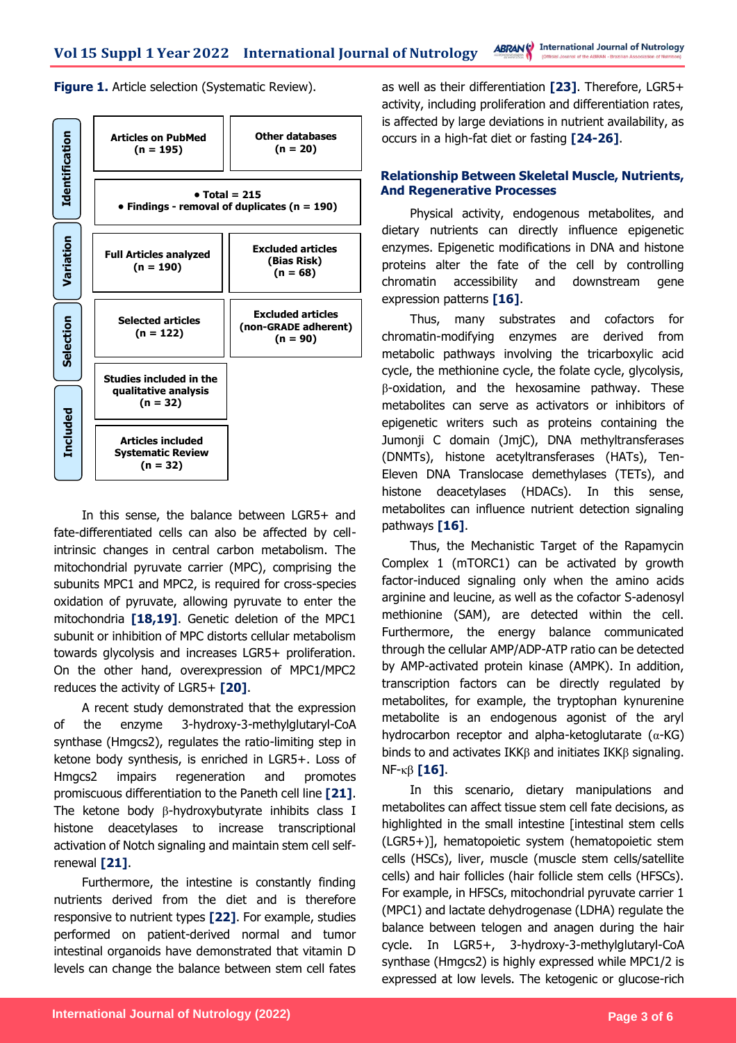**Figure 1.** Article selection (Systematic Review).

| Stage | | |
|---|---|---|
| Identification | Articles on PubMed (n = 195) | Other databases (n = 20) |
| | • Total = 215<br>• Findings - removal of duplicates (n = 190) | |
| Variation | Full Articles analyzed (n = 190) | Excluded articles (Bias Risk) (n = 68) |
| Selection | Selected articles (n = 122) | Excluded articles (non-GRADE adherent) (n = 90) |
| Included | Studies included in the qualitative analysis (n = 32) | |
| | Articles included Systematic Review (n = 32) | |

In this sense, the balance between LGR5+ and fate-differentiated cells can also be affected by cell-intrinsic changes in central carbon metabolism. The mitochondrial pyruvate carrier (MPC), comprising the subunits MPC1 and MPC2, is required for cross-species oxidation of pyruvate, allowing pyruvate to enter the mitochondria **[18,19]**. Genetic deletion of the MPC1 subunit or inhibition of MPC distorts cellular metabolism towards glycolysis and increases LGR5+ proliferation. On the other hand, overexpression of MPC1/MPC2 reduces the activity of LGR5+ **[20]**.

A recent study demonstrated that the expression of the enzyme 3-hydroxy-3-methylglutaryl-CoA synthase (Hmgcs2), regulates the ratio-limiting step in ketone body synthesis, is enriched in LGR5+. Loss of Hmgcs2 impairs regeneration and promotes promiscuous differentiation to the Paneth cell line **[21]**. The ketone body β-hydroxybutyrate inhibits class I histone deacetylases to increase transcriptional activation of Notch signaling and maintain stem cell self-renewal **[21]**.

Furthermore, the intestine is constantly finding nutrients derived from the diet and is therefore responsive to nutrient types **[22]**. For example, studies performed on patient-derived normal and tumor intestinal organoids have demonstrated that vitamin D levels can change the balance between stem cell fates as well as their differentiation **[23]**. Therefore, LGR5+ activity, including proliferation and differentiation rates, is affected by large deviations in nutrient availability, as occurs in a high-fat diet or fasting **[24-26]**.

## Relationship Between Skeletal Muscle, Nutrients, And Regenerative Processes

Physical activity, endogenous metabolites, and dietary nutrients can directly influence epigenetic enzymes. Epigenetic modifications in DNA and histone proteins alter the fate of the cell by controlling chromatin accessibility and downstream gene expression patterns **[16]**.

Thus, many substrates and cofactors for chromatin-modifying enzymes are derived from metabolic pathways involving the tricarboxylic acid cycle, the methionine cycle, the folate cycle, glycolysis, β-oxidation, and the hexosamine pathway. These metabolites can serve as activators or inhibitors of epigenetic writers such as proteins containing the Jumonji C domain (JmjC), DNA methyltransferases (DNMTs), histone acetyltransferases (HATs), Ten-Eleven DNA Translocase demethylases (TETs), and histone deacetylases (HDACs). In this sense, metabolites can influence nutrient detection signaling pathways **[16]**.

Thus, the Mechanistic Target of the Rapamycin Complex 1 (mTORC1) can be activated by growth factor-induced signaling only when the amino acids arginine and leucine, as well as the cofactor S-adenosyl methionine (SAM), are detected within the cell. Furthermore, the energy balance communicated through the cellular AMP/ADP-ATP ratio can be detected by AMP-activated protein kinase (AMPK). In addition, transcription factors can be directly regulated by metabolites, for example, the tryptophan kynurenine metabolite is an endogenous agonist of the aryl hydrocarbon receptor and alpha-ketoglutarate (α-KG) binds to and activates IKKβ and initiates IKKβ signaling. NF-κβ **[16]**.

In this scenario, dietary manipulations and metabolites can affect tissue stem cell fate decisions, as highlighted in the small intestine [intestinal stem cells (LGR5+)], hematopoietic system (hematopoietic stem cells (HSCs), liver, muscle (muscle stem cells/satellite cells) and hair follicles (hair follicle stem cells (HFSCs). For example, in HFSCs, mitochondrial pyruvate carrier 1 (MPC1) and lactate dehydrogenase (LDHA) regulate the balance between telogen and anagen during the hair cycle. In LGR5+, 3-hydroxy-3-methylglutaryl-CoA synthase (Hmgcs2) is highly expressed while MPC1/2 is expressed at low levels. The ketogenic or glucose-rich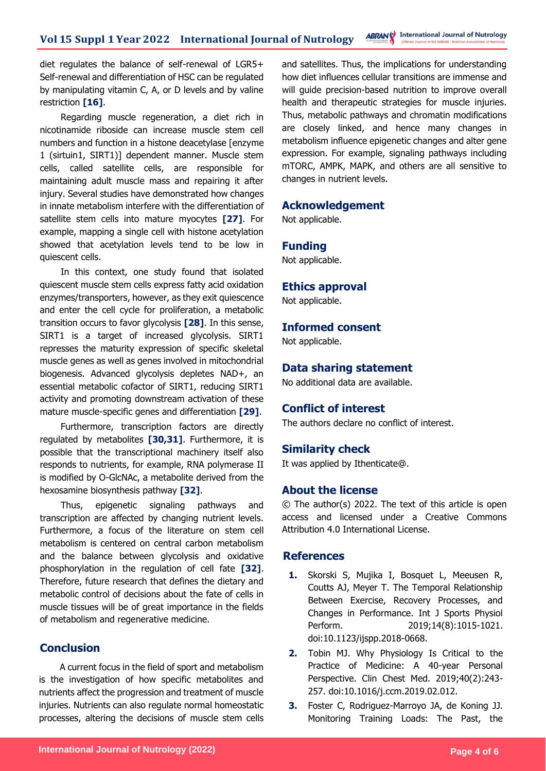diet regulates the balance of self-renewal of LGR5+ Self-renewal and differentiation of HSC can be regulated by manipulating vitamin C, A, or D levels and by valine restriction **[16]**.

Regarding muscle regeneration, a diet rich in nicotinamide riboside can increase muscle stem cell numbers and function in a histone deacetylase [enzyme 1 (sirtuin1, SIRT1)] dependent manner. Muscle stem cells, called satellite cells, are responsible for maintaining adult muscle mass and repairing it after injury. Several studies have demonstrated how changes in innate metabolism interfere with the differentiation of satellite stem cells into mature myocytes **[27]**. For example, mapping a single cell with histone acetylation showed that acetylation levels tend to be low in quiescent cells.

In this context, one study found that isolated quiescent muscle stem cells express fatty acid oxidation enzymes/transporters, however, as they exit quiescence and enter the cell cycle for proliferation, a metabolic transition occurs to favor glycolysis **[28]**. In this sense, SIRT1 is a target of increased glycolysis. SIRT1 represses the maturity expression of specific skeletal muscle genes as well as genes involved in mitochondrial biogenesis. Advanced glycolysis depletes NAD+, an essential metabolic cofactor of SIRT1, reducing SIRT1 activity and promoting downstream activation of these mature muscle-specific genes and differentiation **[29]**.

Furthermore, transcription factors are directly regulated by metabolites **[30,31]**. Furthermore, it is possible that the transcriptional machinery itself also responds to nutrients, for example, RNA polymerase II is modified by O-GlcNAc, a metabolite derived from the hexosamine biosynthesis pathway **[32]**.

Thus, epigenetic signaling pathways and transcription are affected by changing nutrient levels. Furthermore, a focus of the literature on stem cell metabolism is centered on central carbon metabolism and the balance between glycolysis and oxidative phosphorylation in the regulation of cell fate **[32]**. Therefore, future research that defines the dietary and metabolic control of decisions about the fate of cells in muscle tissues will be of great importance in the fields of metabolism and regenerative medicine.

## Conclusion

A current focus in the field of sport and metabolism is the investigation of how specific metabolites and nutrients affect the progression and treatment of muscle injuries. Nutrients can also regulate normal homeostatic processes, altering the decisions of muscle stem cells and satellites. Thus, the implications for understanding how diet influences cellular transitions are immense and will guide precision-based nutrition to improve overall health and therapeutic strategies for muscle injuries. Thus, metabolic pathways and chromatin modifications are closely linked, and hence many changes in metabolism influence epigenetic changes and alter gene expression. For example, signaling pathways including mTORC, AMPK, MAPK, and others are all sensitive to changes in nutrient levels.

## Acknowledgement

Not applicable.

## Funding

Not applicable.

## Ethics approval

Not applicable.

## Informed consent

Not applicable.

## Data sharing statement

No additional data are available.

## Conflict of interest

The authors declare no conflict of interest.

## Similarity check

It was applied by Ithenticate@.

## About the license

© The author(s) 2022. The text of this article is open access and licensed under a Creative Commons Attribution 4.0 International License.

## References

1. Skorski S, Mujika I, Bosquet L, Meeusen R, Coutts AJ, Meyer T. The Temporal Relationship Between Exercise, Recovery Processes, and Changes in Performance. Int J Sports Physiol Perform. 2019;14(8):1015-1021. doi:10.1123/ijspp.2018-0668.
2. Tobin MJ. Why Physiology Is Critical to the Practice of Medicine: A 40-year Personal Perspective. Clin Chest Med. 2019;40(2):243-257. doi:10.1016/j.ccm.2019.02.012.
3. Foster C, Rodriguez-Marroyo JA, de Koning JJ. Monitoring Training Loads: The Past, the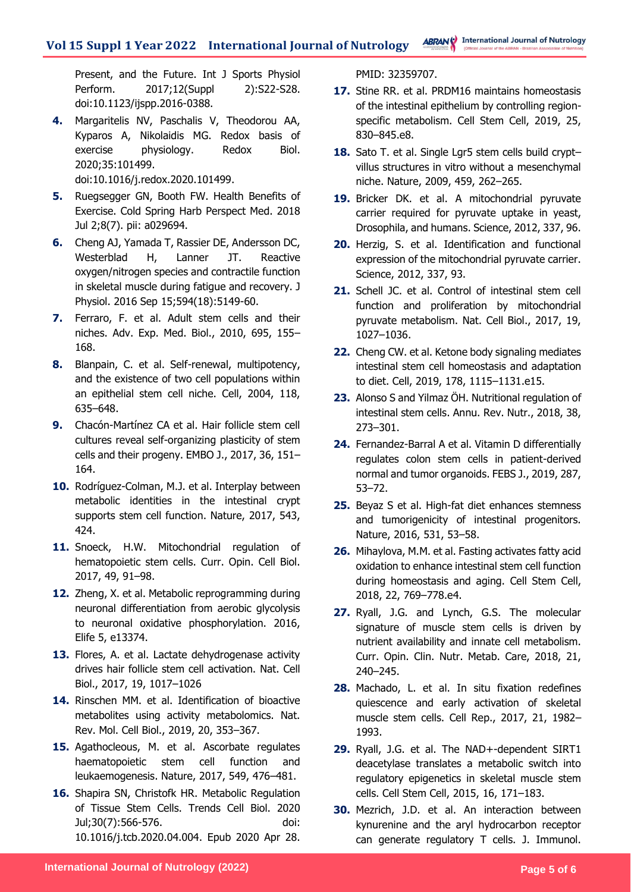Present, and the Future. Int J Sports Physiol Perform. 2017;12(Suppl 2):S22-S28. doi:10.1123/ijspp.2016-0388.

4. Margaritelis NV, Paschalis V, Theodorou AA, Kyparos A, Nikolaidis MG. Redox basis of exercise physiology. Redox Biol. 2020;35:101499. doi:10.1016/j.redox.2020.101499.
5. Ruegsegger GN, Booth FW. Health Benefits of Exercise. Cold Spring Harb Perspect Med. 2018 Jul 2;8(7). pii: a029694.
6. Cheng AJ, Yamada T, Rassier DE, Andersson DC, Westerblad H, Lanner JT. Reactive oxygen/nitrogen species and contractile function in skeletal muscle during fatigue and recovery. J Physiol. 2016 Sep 15;594(18):5149-60.
7. Ferraro, F. et al. Adult stem cells and their niches. Adv. Exp. Med. Biol., 2010, 695, 155–168.
8. Blanpain, C. et al. Self-renewal, multipotency, and the existence of two cell populations within an epithelial stem cell niche. Cell, 2004, 118, 635–648.
9. Chacón-Martínez CA et al. Hair follicle stem cell cultures reveal self-organizing plasticity of stem cells and their progeny. EMBO J., 2017, 36, 151–164.
10. Rodríguez-Colman, M.J. et al. Interplay between metabolic identities in the intestinal crypt supports stem cell function. Nature, 2017, 543, 424.
11. Snoeck, H.W. Mitochondrial regulation of hematopoietic stem cells. Curr. Opin. Cell Biol. 2017, 49, 91–98.
12. Zheng, X. et al. Metabolic reprogramming during neuronal differentiation from aerobic glycolysis to neuronal oxidative phosphorylation. 2016, Elife 5, e13374.
13. Flores, A. et al. Lactate dehydrogenase activity drives hair follicle stem cell activation. Nat. Cell Biol., 2017, 19, 1017–1026
14. Rinschen MM. et al. Identification of bioactive metabolites using activity metabolomics. Nat. Rev. Mol. Cell Biol., 2019, 20, 353–367.
15. Agathocleous, M. et al. Ascorbate regulates haematopoietic stem cell function and leukaemogenesis. Nature, 2017, 549, 476–481.
16. Shapira SN, Christofk HR. Metabolic Regulation of Tissue Stem Cells. Trends Cell Biol. 2020 Jul;30(7):566-576. doi: 10.1016/j.tcb.2020.04.004. Epub 2020 Apr 28. PMID: 32359707.
17. Stine RR. et al. PRDM16 maintains homeostasis of the intestinal epithelium by controlling region-specific metabolism. Cell Stem Cell, 2019, 25, 830–845.e8.
18. Sato T. et al. Single Lgr5 stem cells build crypt–villus structures in vitro without a mesenchymal niche. Nature, 2009, 459, 262–265.
19. Bricker DK. et al. A mitochondrial pyruvate carrier required for pyruvate uptake in yeast, Drosophila, and humans. Science, 2012, 337, 96.
20. Herzig, S. et al. Identification and functional expression of the mitochondrial pyruvate carrier. Science, 2012, 337, 93.
21. Schell JC. et al. Control of intestinal stem cell function and proliferation by mitochondrial pyruvate metabolism. Nat. Cell Biol., 2017, 19, 1027–1036.
22. Cheng CW. et al. Ketone body signaling mediates intestinal stem cell homeostasis and adaptation to diet. Cell, 2019, 178, 1115–1131.e15.
23. Alonso S and Yilmaz ÖH. Nutritional regulation of intestinal stem cells. Annu. Rev. Nutr., 2018, 38, 273–301.
24. Fernandez-Barral A et al. Vitamin D differentially regulates colon stem cells in patient-derived normal and tumor organoids. FEBS J., 2019, 287, 53–72.
25. Beyaz S et al. High-fat diet enhances stemness and tumorigenicity of intestinal progenitors. Nature, 2016, 531, 53–58.
26. Mihaylova, M.M. et al. Fasting activates fatty acid oxidation to enhance intestinal stem cell function during homeostasis and aging. Cell Stem Cell, 2018, 22, 769–778.e4.
27. Ryall, J.G. and Lynch, G.S. The molecular signature of muscle stem cells is driven by nutrient availability and innate cell metabolism. Curr. Opin. Clin. Nutr. Metab. Care, 2018, 21, 240–245.
28. Machado, L. et al. In situ fixation redefines quiescence and early activation of skeletal muscle stem cells. Cell Rep., 2017, 21, 1982–1993.
29. Ryall, J.G. et al. The NAD+-dependent SIRT1 deacetylase translates a metabolic switch into regulatory epigenetics in skeletal muscle stem cells. Cell Stem Cell, 2015, 16, 171–183.
30. Mezrich, J.D. et al. An interaction between kynurenine and the aryl hydrocarbon receptor can generate regulatory T cells. J. Immunol.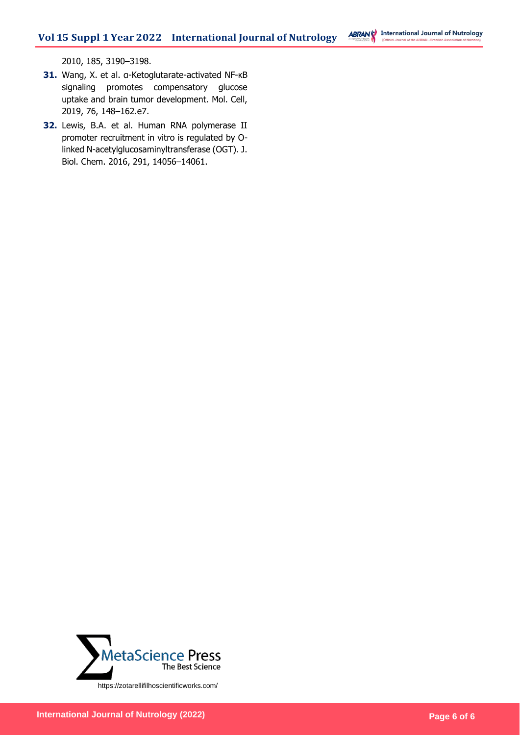2010, 185, 3190–3198.

31. Wang, X. et al. α-Ketoglutarate-activated NF-κB signaling promotes compensatory glucose uptake and brain tumor development. Mol. Cell, 2019, 76, 148–162.e7.
32. Lewis, B.A. et al. Human RNA polymerase II promoter recruitment in vitro is regulated by O-linked N-acetylglucosaminyltransferase (OGT). J. Biol. Chem. 2016, 291, 14056–14061.

MetaScience Press
The Best Science

https://zotarellifilhoscientificworks.com/